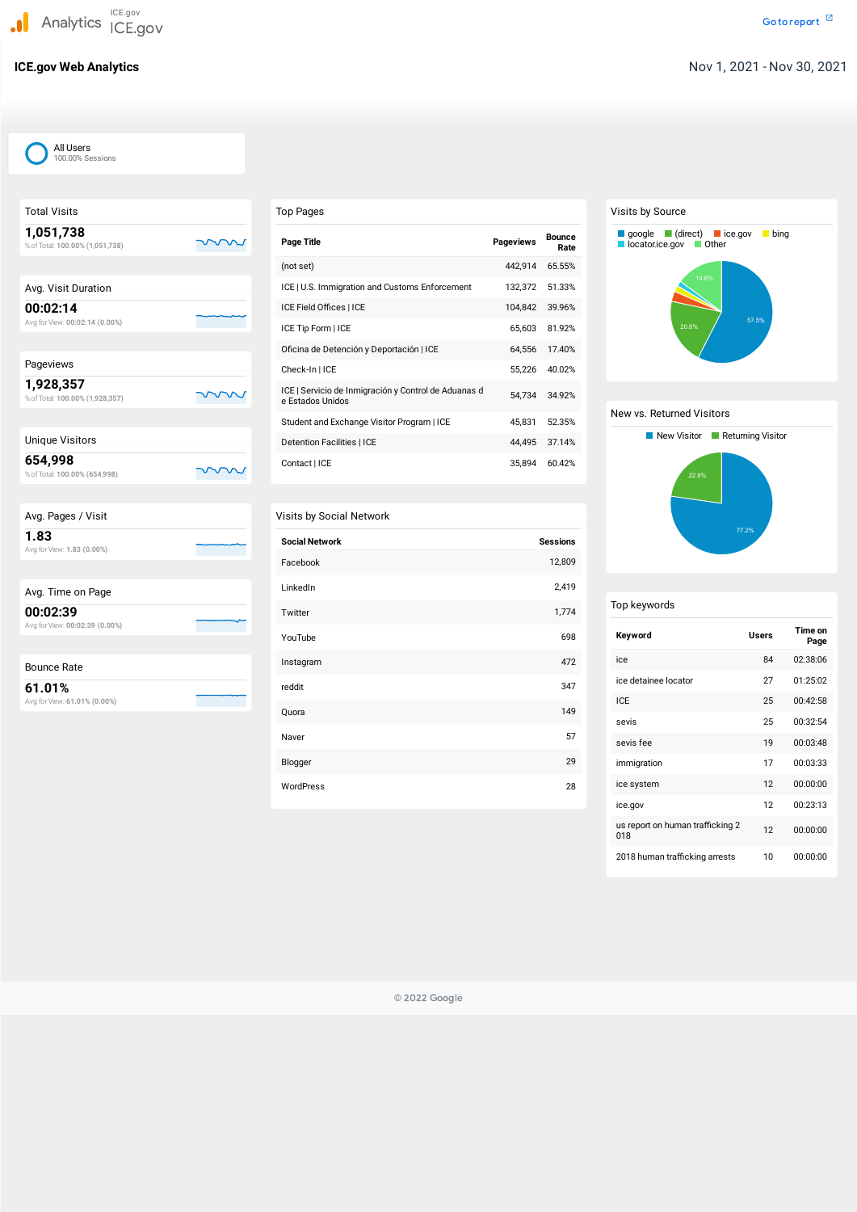Analytics ICE.gov ICE.gov

Go to report

# ICE.gov Web Analytics

Nov 1, 2021 - Nov 30, 2021

All Users
100.00% Sessions

## Total Visits

**1,051,738**

% of Total: 100.00% (1,051,738)

## Avg. Visit Duration

**00:02:14**

Avg for View: 00:02:14 (0.00%)

## Pageviews

**1,928,357**

% of Total: 100.00% (1,928,357)

## Unique Visitors

**654,998**

% of Total: 100.00% (654,998)

## Avg. Pages / Visit

**1.83**

Avg for View: 1.83 (0.00%)

## Avg. Time on Page

**00:02:39**

Avg for View: 00:02:39 (0.00%)

## Bounce Rate

**61.01%**

Avg for View: 61.01% (0.00%)

## Top Pages

| Page Title | Pageviews | Bounce Rate |
|---|---|---|
| (not set) | 442,914 | 65.55% |
| ICE \| U.S. Immigration and Customs Enforcement | 132,372 | 51.33% |
| ICE Field Offices \| ICE | 104,842 | 39.96% |
| ICE Tip Form \| ICE | 65,603 | 81.92% |
| Oficina de Detención y Deportación \| ICE | 64,556 | 17.40% |
| Check-In \| ICE | 55,226 | 40.02% |
| ICE \| Servicio de Inmigración y Control de Aduanas de Estados Unidos | 54,734 | 34.92% |
| Student and Exchange Visitor Program \| ICE | 45,831 | 52.35% |
| Detention Facilities \| ICE | 44,495 | 37.14% |
| Contact \| ICE | 35,894 | 60.42% |

## Visits by Social Network

| Social Network | Sessions |
|---|---|
| Facebook | 12,809 |
| LinkedIn | 2,419 |
| Twitter | 1,774 |
| YouTube | 698 |
| Instagram | 472 |
| reddit | 347 |
| Quora | 149 |
| Naver | 57 |
| Blogger | 29 |
| WordPress | 28 |

## Visits by Source

google, (direct), ice.gov, bing, locator.ice.gov, Other

57.5%, 20.8%, 14.8%

## New vs. Returned Visitors

New Visitor, Returning Visitor

77.2%, 22.8%

## Top keywords

| Keyword | Users | Time on Page |
|---|---|---|
| ice | 84 | 02:38:06 |
| ice detainee locator | 27 | 01:25:02 |
| ICE | 25 | 00:42:58 |
| sevis | 25 | 00:32:54 |
| sevis fee | 19 | 00:03:48 |
| immigration | 17 | 00:03:33 |
| ice system | 12 | 00:00:00 |
| ice.gov | 12 | 00:23:13 |
| us report on human trafficking 2018 | 12 | 00:00:00 |
| 2018 human trafficking arrests | 10 | 00:00:00 |

© 2022 Google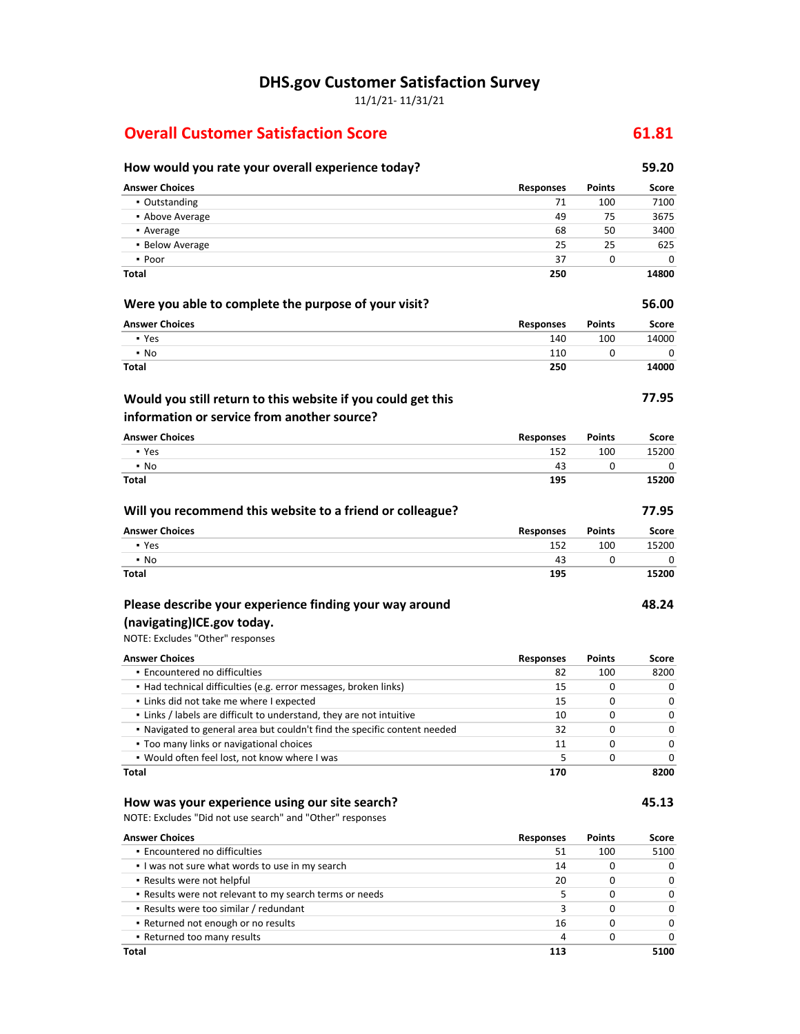# DHS.gov Customer Satisfaction Survey

11/1/21- 11/31/21

## Overall Customer Satisfaction Score — 61.81

### How would you rate your overall experience today? — 59.20

| Answer Choices | Responses | Points | Score |
|---|---|---|---|
| ▪ Outstanding | 71 | 100 | 7100 |
| ▪ Above Average | 49 | 75 | 3675 |
| ▪ Average | 68 | 50 | 3400 |
| ▪ Below Average | 25 | 25 | 625 |
| ▪ Poor | 37 | 0 | 0 |
| **Total** | **250** | | **14800** |

### Were you able to complete the purpose of your visit? — 56.00

| Answer Choices | Responses | Points | Score |
|---|---|---|---|
| ▪ Yes | 140 | 100 | 14000 |
| ▪ No | 110 | 0 | 0 |
| **Total** | **250** | | **14000** |

### Would you still return to this website if you could get this information or service from another source? — 77.95

| Answer Choices | Responses | Points | Score |
|---|---|---|---|
| ▪ Yes | 152 | 100 | 15200 |
| ▪ No | 43 | 0 | 0 |
| **Total** | **195** | | **15200** |

### Will you recommend this website to a friend or colleague? — 77.95

| Answer Choices | Responses | Points | Score |
|---|---|---|---|
| ▪ Yes | 152 | 100 | 15200 |
| ▪ No | 43 | 0 | 0 |
| **Total** | **195** | | **15200** |

### Please describe your experience finding your way around (navigating)ICE.gov today. — 48.24

NOTE: Excludes "Other" responses

| Answer Choices | Responses | Points | Score |
|---|---|---|---|
| ▪ Encountered no difficulties | 82 | 100 | 8200 |
| ▪ Had technical difficulties (e.g. error messages, broken links) | 15 | 0 | 0 |
| ▪ Links did not take me where I expected | 15 | 0 | 0 |
| ▪ Links / labels are difficult to understand, they are not intuitive | 10 | 0 | 0 |
| ▪ Navigated to general area but couldn't find the specific content needed | 32 | 0 | 0 |
| ▪ Too many links or navigational choices | 11 | 0 | 0 |
| ▪ Would often feel lost, not know where I was | 5 | 0 | 0 |
| **Total** | **170** | | **8200** |

### How was your experience using our site search? — 45.13

NOTE: Excludes "Did not use search" and "Other" responses

| Answer Choices | Responses | Points | Score |
|---|---|---|---|
| ▪ Encountered no difficulties | 51 | 100 | 5100 |
| ▪ I was not sure what words to use in my search | 14 | 0 | 0 |
| ▪ Results were not helpful | 20 | 0 | 0 |
| ▪ Results were not relevant to my search terms or needs | 5 | 0 | 0 |
| ▪ Results were too similar / redundant | 3 | 0 | 0 |
| ▪ Returned not enough or no results | 16 | 0 | 0 |
| ▪ Returned too many results | 4 | 0 | 0 |
| **Total** | **113** | | **5100** |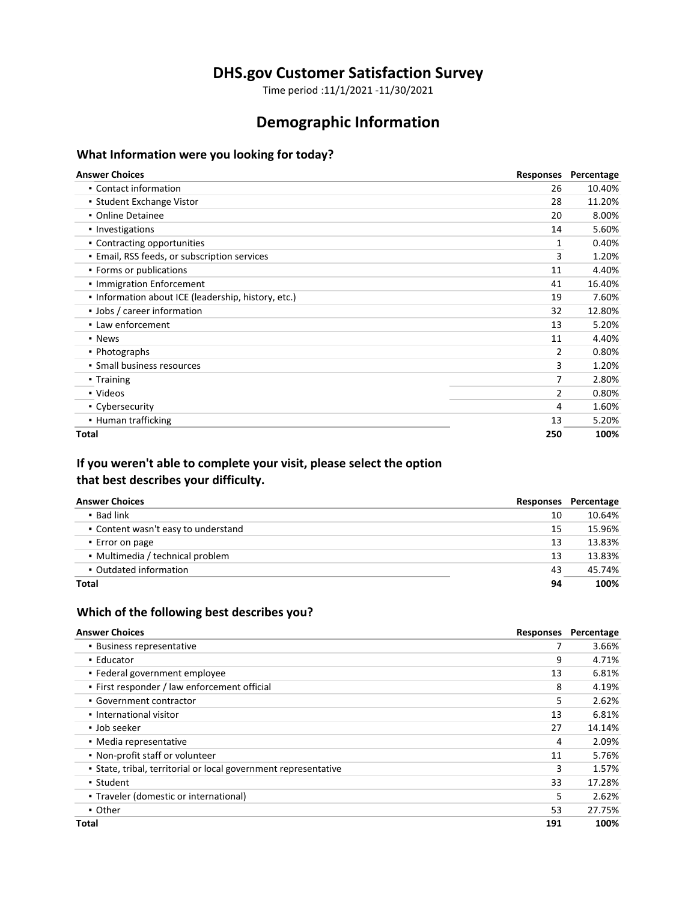# DHS.gov Customer Satisfaction Survey

Time period :11/1/2021 -11/30/2021

## Demographic Information

### What Information were you looking for today?

| Answer Choices | Responses | Percentage |
|---|---|---|
| ▪ Contact information | 26 | 10.40% |
| ▪ Student Exchange Vistor | 28 | 11.20% |
| ▪ Online Detainee | 20 | 8.00% |
| ▪ Investigations | 14 | 5.60% |
| ▪ Contracting opportunities | 1 | 0.40% |
| ▪ Email, RSS feeds, or subscription services | 3 | 1.20% |
| ▪ Forms or publications | 11 | 4.40% |
| ▪ Immigration Enforcement | 41 | 16.40% |
| ▪ Information about ICE (leadership, history, etc.) | 19 | 7.60% |
| ▪ Jobs / career information | 32 | 12.80% |
| ▪ Law enforcement | 13 | 5.20% |
| ▪ News | 11 | 4.40% |
| ▪ Photographs | 2 | 0.80% |
| ▪ Small business resources | 3 | 1.20% |
| ▪ Training | 7 | 2.80% |
| ▪ Videos | 2 | 0.80% |
| ▪ Cybersecurity | 4 | 1.60% |
| ▪ Human trafficking | 13 | 5.20% |
| **Total** | **250** | **100%** |

### If you weren't able to complete your visit, please select the option that best describes your difficulty.

| Answer Choices | Responses | Percentage |
|---|---|---|
| ▪ Bad link | 10 | 10.64% |
| ▪ Content wasn't easy to understand | 15 | 15.96% |
| ▪ Error on page | 13 | 13.83% |
| ▪ Multimedia / technical problem | 13 | 13.83% |
| ▪ Outdated information | 43 | 45.74% |
| **Total** | **94** | **100%** |

### Which of the following best describes you?

| Answer Choices | Responses | Percentage |
|---|---|---|
| ▪ Business representative | 7 | 3.66% |
| ▪ Educator | 9 | 4.71% |
| ▪ Federal government employee | 13 | 6.81% |
| ▪ First responder / law enforcement official | 8 | 4.19% |
| ▪ Government contractor | 5 | 2.62% |
| ▪ International visitor | 13 | 6.81% |
| ▪ Job seeker | 27 | 14.14% |
| ▪ Media representative | 4 | 2.09% |
| ▪ Non-profit staff or volunteer | 11 | 5.76% |
| ▪ State, tribal, territorial or local government representative | 3 | 1.57% |
| ▪ Student | 33 | 17.28% |
| ▪ Traveler (domestic or international) | 5 | 2.62% |
| ▪ Other | 53 | 27.75% |
| **Total** | **191** | **100%** |